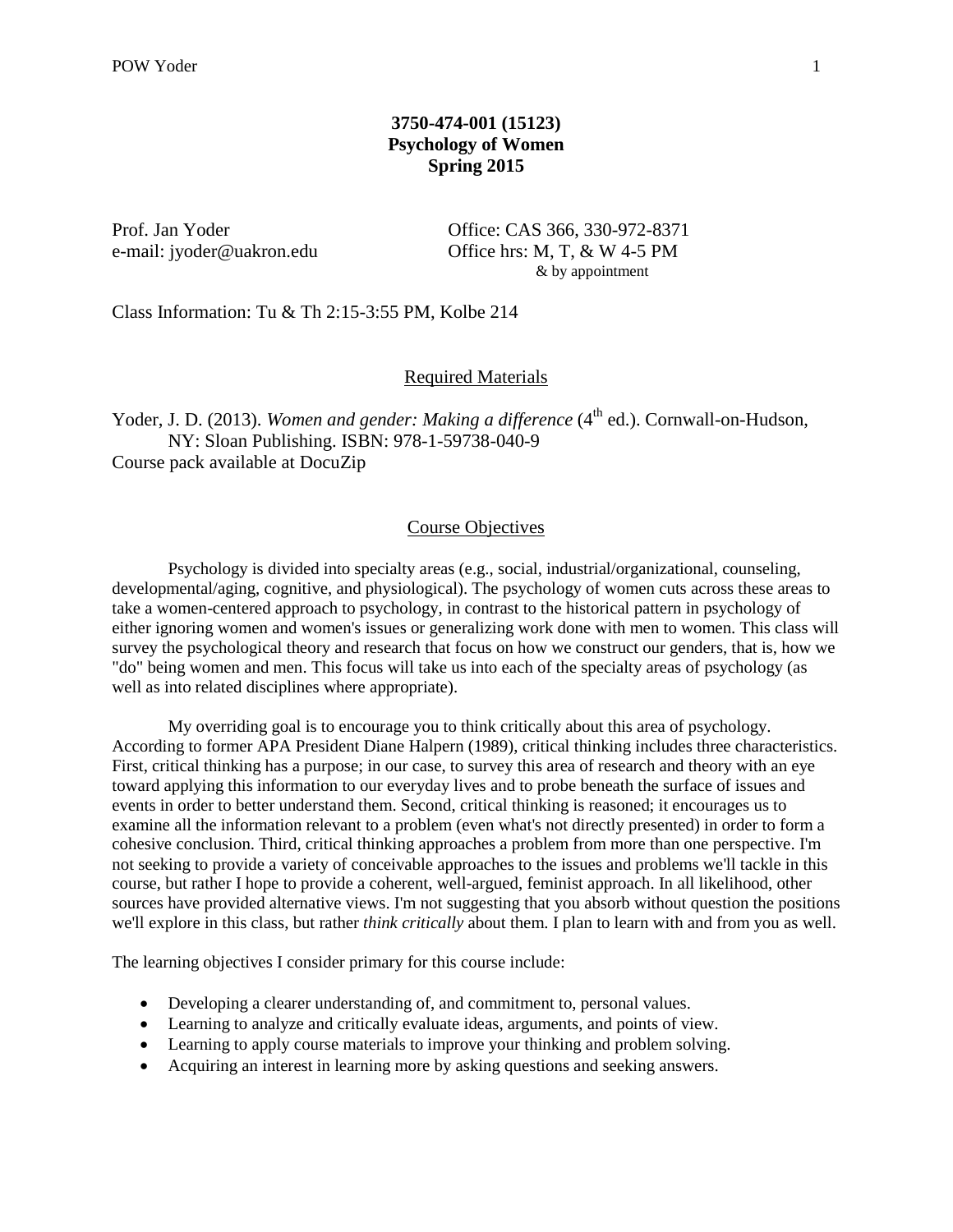**3750-474-001 (15123)**
**Psychology of Women**
**Spring 2015**

Prof. Jan Yoder
e-mail: jyoder@uakron.edu

Office: CAS 366, 330-972-8371
Office hrs: M, T, & W 4-5 PM
& by appointment

Class Information: Tu & Th 2:15-3:55 PM, Kolbe 214

## Required Materials

Yoder, J. D. (2013). *Women and gender: Making a difference* (4th ed.). Cornwall-on-Hudson, NY: Sloan Publishing. ISBN: 978-1-59738-040-9
Course pack available at DocuZip

## Course Objectives

Psychology is divided into specialty areas (e.g., social, industrial/organizational, counseling, developmental/aging, cognitive, and physiological). The psychology of women cuts across these areas to take a women-centered approach to psychology, in contrast to the historical pattern in psychology of either ignoring women and women's issues or generalizing work done with men to women. This class will survey the psychological theory and research that focus on how we construct our genders, that is, how we "do" being women and men. This focus will take us into each of the specialty areas of psychology (as well as into related disciplines where appropriate).

My overriding goal is to encourage you to think critically about this area of psychology. According to former APA President Diane Halpern (1989), critical thinking includes three characteristics. First, critical thinking has a purpose; in our case, to survey this area of research and theory with an eye toward applying this information to our everyday lives and to probe beneath the surface of issues and events in order to better understand them. Second, critical thinking is reasoned; it encourages us to examine all the information relevant to a problem (even what's not directly presented) in order to form a cohesive conclusion. Third, critical thinking approaches a problem from more than one perspective. I'm not seeking to provide a variety of conceivable approaches to the issues and problems we'll tackle in this course, but rather I hope to provide a coherent, well-argued, feminist approach. In all likelihood, other sources have provided alternative views. I'm not suggesting that you absorb without question the positions we'll explore in this class, but rather *think critically* about them. I plan to learn with and from you as well.

The learning objectives I consider primary for this course include:

- Developing a clearer understanding of, and commitment to, personal values.
- Learning to analyze and critically evaluate ideas, arguments, and points of view.
- Learning to apply course materials to improve your thinking and problem solving.
- Acquiring an interest in learning more by asking questions and seeking answers.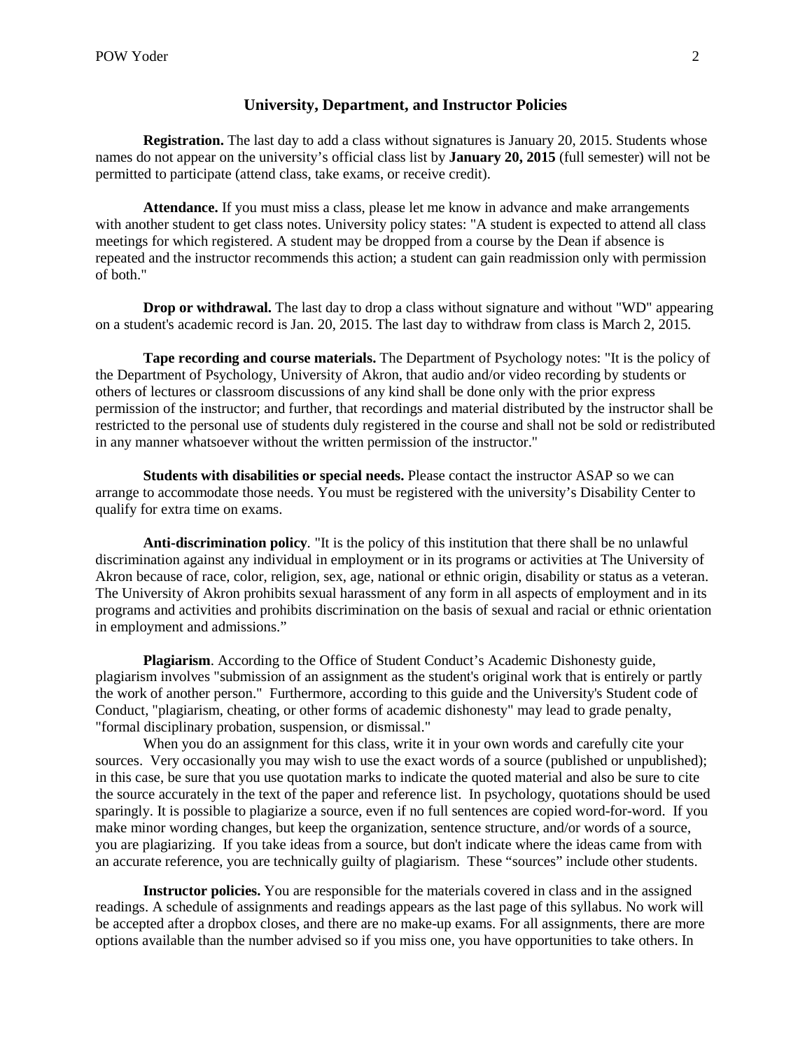## University, Department, and Instructor Policies

**Registration.** The last day to add a class without signatures is January 20, 2015. Students whose names do not appear on the university's official class list by **January 20, 2015** (full semester) will not be permitted to participate (attend class, take exams, or receive credit).

**Attendance.** If you must miss a class, please let me know in advance and make arrangements with another student to get class notes. University policy states: "A student is expected to attend all class meetings for which registered. A student may be dropped from a course by the Dean if absence is repeated and the instructor recommends this action; a student can gain readmission only with permission of both."

**Drop or withdrawal.** The last day to drop a class without signature and without "WD" appearing on a student's academic record is Jan. 20, 2015. The last day to withdraw from class is March 2, 2015.

**Tape recording and course materials.** The Department of Psychology notes: "It is the policy of the Department of Psychology, University of Akron, that audio and/or video recording by students or others of lectures or classroom discussions of any kind shall be done only with the prior express permission of the instructor; and further, that recordings and material distributed by the instructor shall be restricted to the personal use of students duly registered in the course and shall not be sold or redistributed in any manner whatsoever without the written permission of the instructor."

**Students with disabilities or special needs.** Please contact the instructor ASAP so we can arrange to accommodate those needs. You must be registered with the university's Disability Center to qualify for extra time on exams.

**Anti-discrimination policy**. "It is the policy of this institution that there shall be no unlawful discrimination against any individual in employment or in its programs or activities at The University of Akron because of race, color, religion, sex, age, national or ethnic origin, disability or status as a veteran. The University of Akron prohibits sexual harassment of any form in all aspects of employment and in its programs and activities and prohibits discrimination on the basis of sexual and racial or ethnic orientation in employment and admissions."

**Plagiarism**. According to the Office of Student Conduct's Academic Dishonesty guide, plagiarism involves "submission of an assignment as the student's original work that is entirely or partly the work of another person." Furthermore, according to this guide and the University's Student code of Conduct, "plagiarism, cheating, or other forms of academic dishonesty" may lead to grade penalty, "formal disciplinary probation, suspension, or dismissal."

When you do an assignment for this class, write it in your own words and carefully cite your sources. Very occasionally you may wish to use the exact words of a source (published or unpublished); in this case, be sure that you use quotation marks to indicate the quoted material and also be sure to cite the source accurately in the text of the paper and reference list. In psychology, quotations should be used sparingly. It is possible to plagiarize a source, even if no full sentences are copied word-for-word. If you make minor wording changes, but keep the organization, sentence structure, and/or words of a source, you are plagiarizing. If you take ideas from a source, but don't indicate where the ideas came from with an accurate reference, you are technically guilty of plagiarism. These "sources" include other students.

**Instructor policies.** You are responsible for the materials covered in class and in the assigned readings. A schedule of assignments and readings appears as the last page of this syllabus. No work will be accepted after a dropbox closes, and there are no make-up exams. For all assignments, there are more options available than the number advised so if you miss one, you have opportunities to take others. In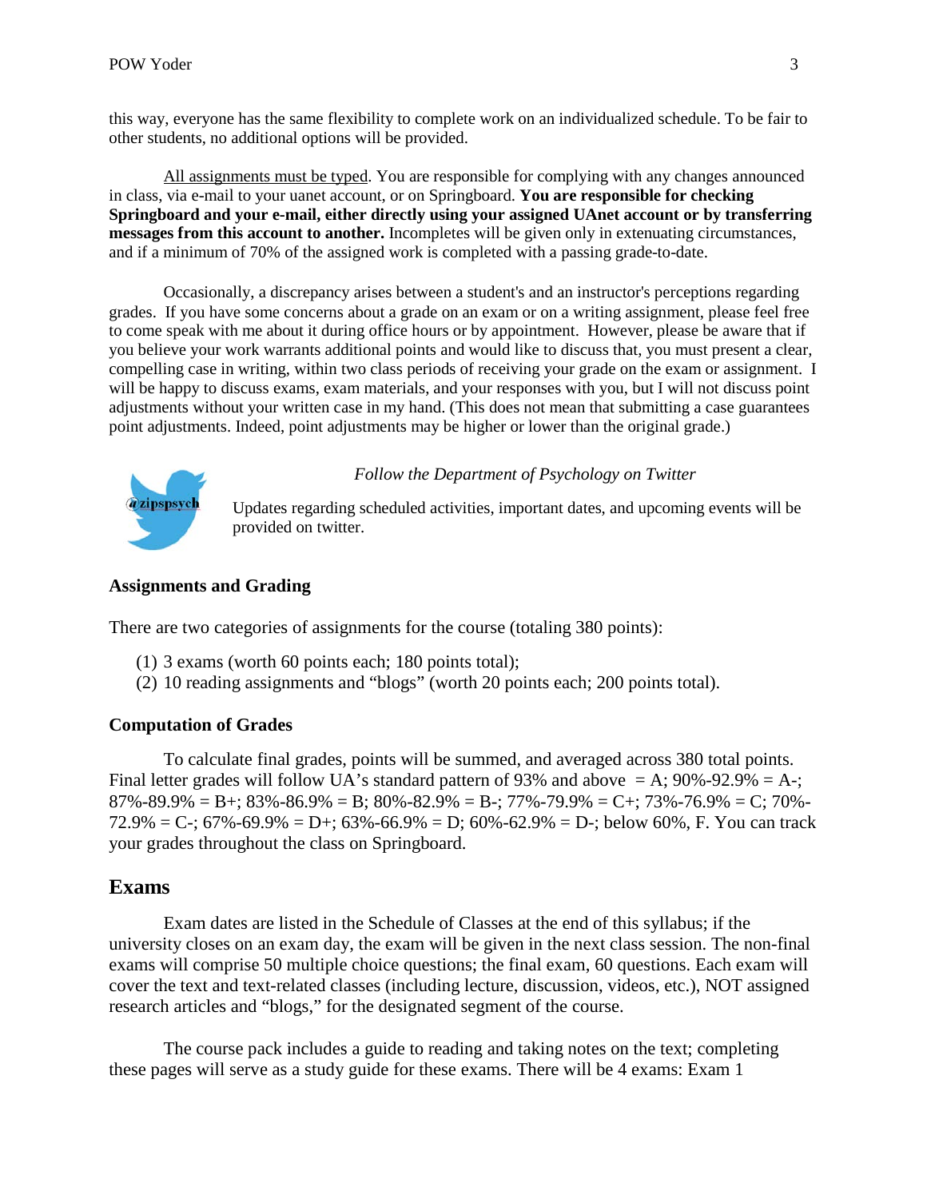this way, everyone has the same flexibility to complete work on an individualized schedule. To be fair to other students, no additional options will be provided.

All assignments must be typed. You are responsible for complying with any changes announced in class, via e-mail to your uanet account, or on Springboard. **You are responsible for checking Springboard and your e-mail, either directly using your assigned UAnet account or by transferring messages from this account to another.** Incompletes will be given only in extenuating circumstances, and if a minimum of 70% of the assigned work is completed with a passing grade-to-date.

Occasionally, a discrepancy arises between a student's and an instructor's perceptions regarding grades. If you have some concerns about a grade on an exam or on a writing assignment, please feel free to come speak with me about it during office hours or by appointment. However, please be aware that if you believe your work warrants additional points and would like to discuss that, you must present a clear, compelling case in writing, within two class periods of receiving your grade on the exam or assignment. I will be happy to discuss exams, exam materials, and your responses with you, but I will not discuss point adjustments without your written case in my hand. (This does not mean that submitting a case guarantees point adjustments. Indeed, point adjustments may be higher or lower than the original grade.)

@zipspsych

*Follow the Department of Psychology on Twitter*

Updates regarding scheduled activities, important dates, and upcoming events will be provided on twitter.

### Assignments and Grading

There are two categories of assignments for the course (totaling 380 points):

1. 3 exams (worth 60 points each; 180 points total);
2. 10 reading assignments and "blogs" (worth 20 points each; 200 points total).

### Computation of Grades

To calculate final grades, points will be summed, and averaged across 380 total points. Final letter grades will follow UA's standard pattern of 93% and above = A; 90%-92.9% = A-; 87%-89.9% = B+; 83%-86.9% = B; 80%-82.9% = B-; 77%-79.9% = C+; 73%-76.9% = C; 70%-72.9% = C-; 67%-69.9% = D+; 63%-66.9% = D; 60%-62.9% = D-; below 60%, F. You can track your grades throughout the class on Springboard.

## Exams

Exam dates are listed in the Schedule of Classes at the end of this syllabus; if the university closes on an exam day, the exam will be given in the next class session. The non-final exams will comprise 50 multiple choice questions; the final exam, 60 questions. Each exam will cover the text and text-related classes (including lecture, discussion, videos, etc.), NOT assigned research articles and "blogs," for the designated segment of the course.

The course pack includes a guide to reading and taking notes on the text; completing these pages will serve as a study guide for these exams. There will be 4 exams: Exam 1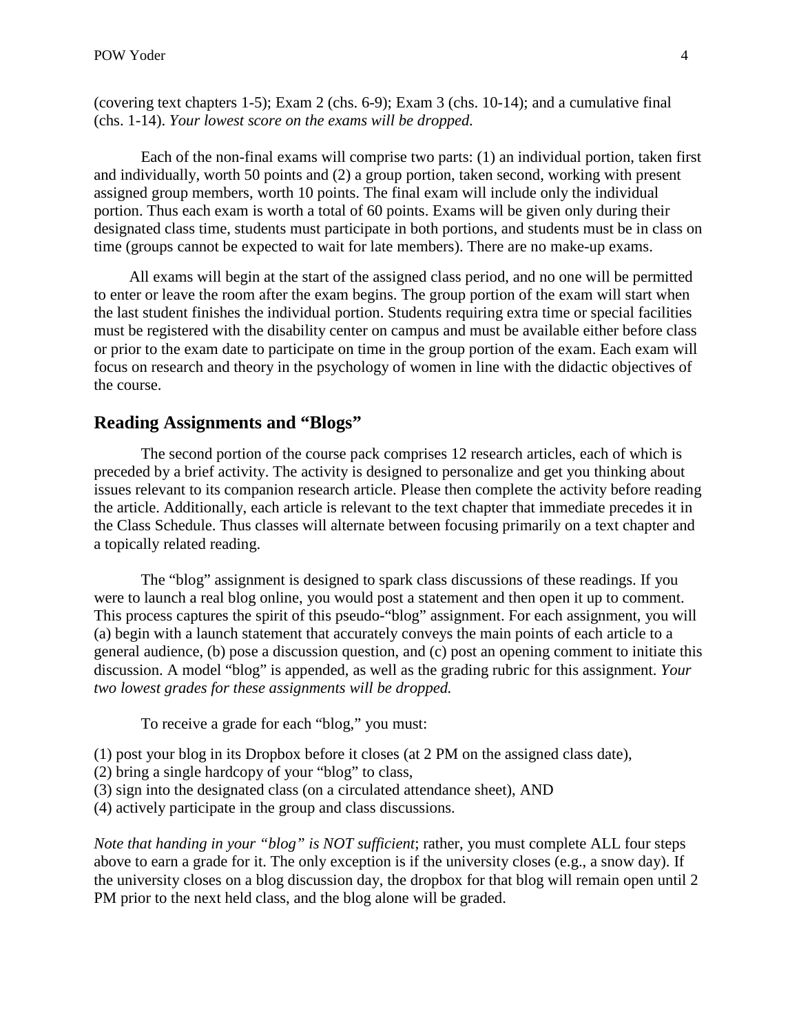(covering text chapters 1-5); Exam 2 (chs. 6-9); Exam 3 (chs. 10-14); and a cumulative final (chs. 1-14). *Your lowest score on the exams will be dropped.*

Each of the non-final exams will comprise two parts: (1) an individual portion, taken first and individually, worth 50 points and (2) a group portion, taken second, working with present assigned group members, worth 10 points. The final exam will include only the individual portion. Thus each exam is worth a total of 60 points. Exams will be given only during their designated class time, students must participate in both portions, and students must be in class on time (groups cannot be expected to wait for late members). There are no make-up exams.

All exams will begin at the start of the assigned class period, and no one will be permitted to enter or leave the room after the exam begins. The group portion of the exam will start when the last student finishes the individual portion. Students requiring extra time or special facilities must be registered with the disability center on campus and must be available either before class or prior to the exam date to participate on time in the group portion of the exam. Each exam will focus on research and theory in the psychology of women in line with the didactic objectives of the course.

## Reading Assignments and "Blogs"

The second portion of the course pack comprises 12 research articles, each of which is preceded by a brief activity. The activity is designed to personalize and get you thinking about issues relevant to its companion research article. Please then complete the activity before reading the article. Additionally, each article is relevant to the text chapter that immediate precedes it in the Class Schedule. Thus classes will alternate between focusing primarily on a text chapter and a topically related reading.

The "blog" assignment is designed to spark class discussions of these readings. If you were to launch a real blog online, you would post a statement and then open it up to comment. This process captures the spirit of this pseudo-"blog" assignment. For each assignment, you will (a) begin with a launch statement that accurately conveys the main points of each article to a general audience, (b) pose a discussion question, and (c) post an opening comment to initiate this discussion. A model "blog" is appended, as well as the grading rubric for this assignment. *Your two lowest grades for these assignments will be dropped.*

To receive a grade for each "blog," you must:

(1) post your blog in its Dropbox before it closes (at 2 PM on the assigned class date),
(2) bring a single hardcopy of your "blog" to class,
(3) sign into the designated class (on a circulated attendance sheet), AND
(4) actively participate in the group and class discussions.

*Note that handing in your "blog" is NOT sufficient*; rather, you must complete ALL four steps above to earn a grade for it. The only exception is if the university closes (e.g., a snow day). If the university closes on a blog discussion day, the dropbox for that blog will remain open until 2 PM prior to the next held class, and the blog alone will be graded.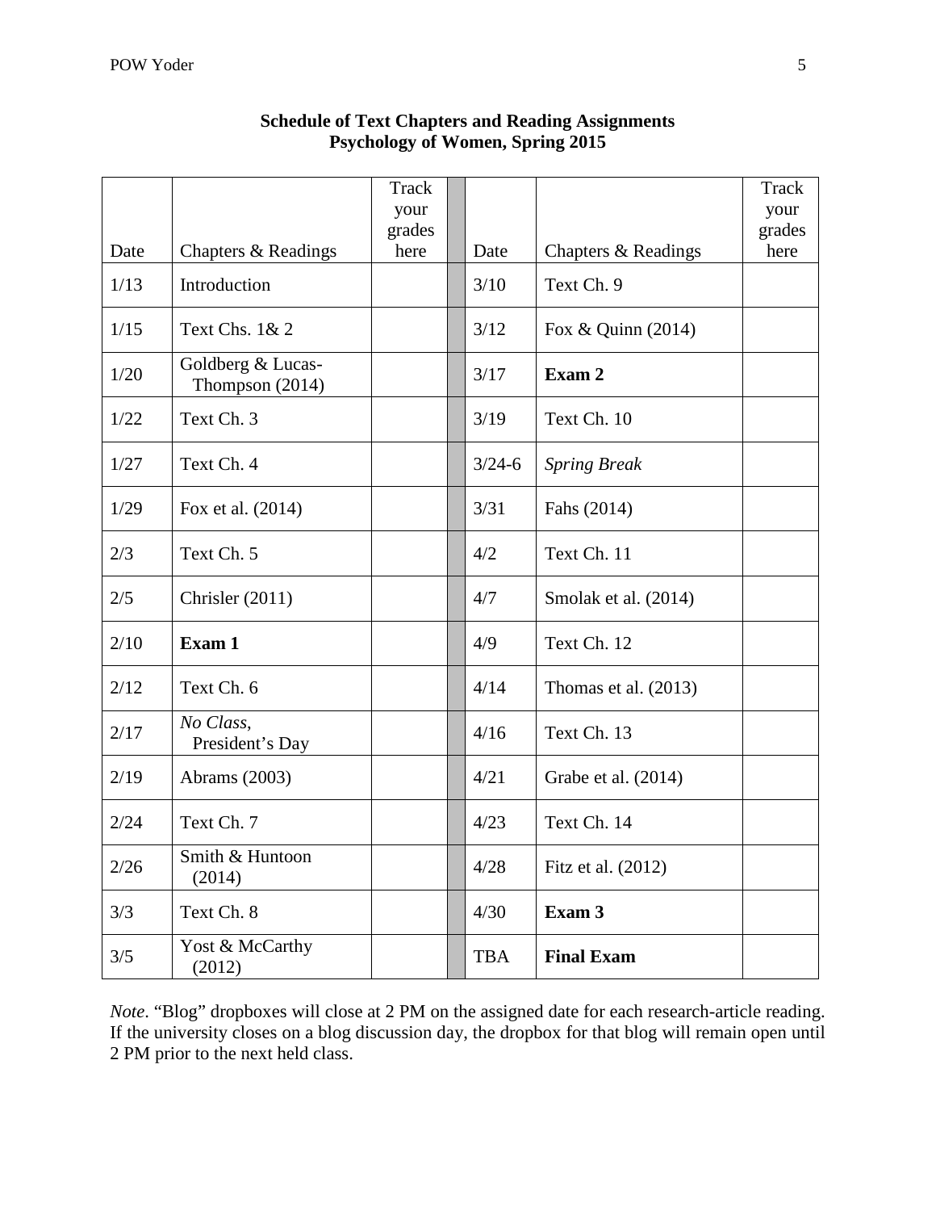**Schedule of Text Chapters and Reading Assignments**
**Psychology of Women, Spring 2015**

| Date | Chapters & Readings | Track your grades here | | Date | Chapters & Readings | Track your grades here |
|---|---|---|---|---|---|---|
| 1/13 | Introduction | | | 3/10 | Text Ch. 9 | |
| 1/15 | Text Chs. 1& 2 | | | 3/12 | Fox & Quinn (2014) | |
| 1/20 | Goldberg & Lucas-Thompson (2014) | | | 3/17 | **Exam 2** | |
| 1/22 | Text Ch. 3 | | | 3/19 | Text Ch. 10 | |
| 1/27 | Text Ch. 4 | | | 3/24-6 | *Spring Break* | |
| 1/29 | Fox et al. (2014) | | | 3/31 | Fahs (2014) | |
| 2/3 | Text Ch. 5 | | | 4/2 | Text Ch. 11 | |
| 2/5 | Chrisler (2011) | | | 4/7 | Smolak et al. (2014) | |
| 2/10 | **Exam 1** | | | 4/9 | Text Ch. 12 | |
| 2/12 | Text Ch. 6 | | | 4/14 | Thomas et al. (2013) | |
| 2/17 | *No Class,* President's Day | | | 4/16 | Text Ch. 13 | |
| 2/19 | Abrams (2003) | | | 4/21 | Grabe et al. (2014) | |
| 2/24 | Text Ch. 7 | | | 4/23 | Text Ch. 14 | |
| 2/26 | Smith & Huntoon (2014) | | | 4/28 | Fitz et al. (2012) | |
| 3/3 | Text Ch. 8 | | | 4/30 | **Exam 3** | |
| 3/5 | Yost & McCarthy (2012) | | | TBA | **Final Exam** | |

*Note*. "Blog" dropboxes will close at 2 PM on the assigned date for each research-article reading. If the university closes on a blog discussion day, the dropbox for that blog will remain open until 2 PM prior to the next held class.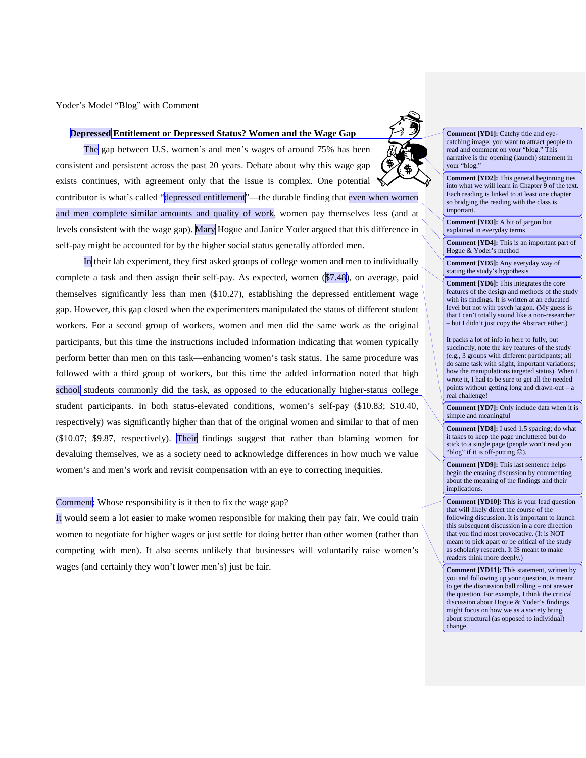Yoder's Model "Blog" with Comment

**Depressed Entitlement or Depressed Status? Women and the Wage Gap**

The gap between U.S. women's and men's wages of around 75% has been consistent and persistent across the past 20 years. Debate about why this wage gap exists continues, with agreement only that the issue is complex. One potential contributor is what's called "depressed entitlement"—the durable finding that even when women and men complete similar amounts and quality of work, women pay themselves less (and at levels consistent with the wage gap). Mary Hogue and Janice Yoder argued that this difference in self-pay might be accounted for by the higher social status generally afforded men.

In their lab experiment, they first asked groups of college women and men to individually complete a task and then assign their self-pay. As expected, women ($7.48), on average, paid themselves significantly less than men ($10.27), establishing the depressed entitlement wage gap. However, this gap closed when the experimenters manipulated the status of different student workers. For a second group of workers, women and men did the same work as the original participants, but this time the instructions included information indicating that women typically perform better than men on this task—enhancing women's task status. The same procedure was followed with a third group of workers, but this time the added information noted that high school students commonly did the task, as opposed to the educationally higher-status college student participants. In both status-elevated conditions, women's self-pay ($10.83; $10.40, respectively) was significantly higher than that of the original women and similar to that of men ($10.07; $9.87, respectively). Their findings suggest that rather than blaming women for devaluing themselves, we as a society need to acknowledge differences in how much we value women's and men's work and revisit compensation with an eye to correcting inequities.

Comment: Whose responsibility is it then to fix the wage gap?

It would seem a lot easier to make women responsible for making their pay fair. We could train women to negotiate for higher wages or just settle for doing better than other women (rather than competing with men). It also seems unlikely that businesses will voluntarily raise women's wages (and certainly they won't lower men's) just be fair.

**Comment [YD1]:** Catchy title and eye-catching image; you want to attract people to read and comment on your "blog." This narrative is the opening (launch) statement in your "blog."

**Comment [YD2]:** This general beginning ties into what we will learn in Chapter 9 of the text. Each reading is linked to at least one chapter so bridging the reading with the class is important.

**Comment [YD3]:** A bit of jargon but explained in everyday terms

**Comment [YD4]:** This is an important part of Hogue & Yoder's method

**Comment [YD5]:** Any everyday way of stating the study's hypothesis

**Comment [YD6]:** This integrates the core features of the design and methods of the study with its findings. It is written at an educated level but not with psych jargon. (My guess is that I can't totally sound like a non-researcher – but I didn't just copy the Abstract either.)

It packs a lot of info in here to fully, but succinctly, note the key features of the study (e.g., 3 groups with different participants; all do same task with slight, important variations; how the manipulations targeted status). When I wrote it, I had to be sure to get all the needed points without getting long and drawn-out – a real challenge!

**Comment [YD7]:** Only include data when it is simple and meaningful

**Comment [YD8]:** I used 1.5 spacing; do what it takes to keep the page uncluttered but do stick to a single page (people won't read you "blog" if it is off-putting ☺).

**Comment [YD9]:** This last sentence helps begin the ensuing discussion by commenting about the meaning of the findings and their implications.

**Comment [YD10]:** This is your lead question that will likely direct the course of the following discussion. It is important to launch this subsequent discussion in a core direction that you find most provocative. (It is NOT meant to pick apart or be critical of the study as scholarly research. It IS meant to make readers think more deeply.)

**Comment [YD11]:** This statement, written by you and following up your question, is meant to get the discussion ball rolling – not answer the question. For example, I think the critical discussion about Hogue & Yoder's findings might focus on how we as a society bring about structural (as opposed to individual) change.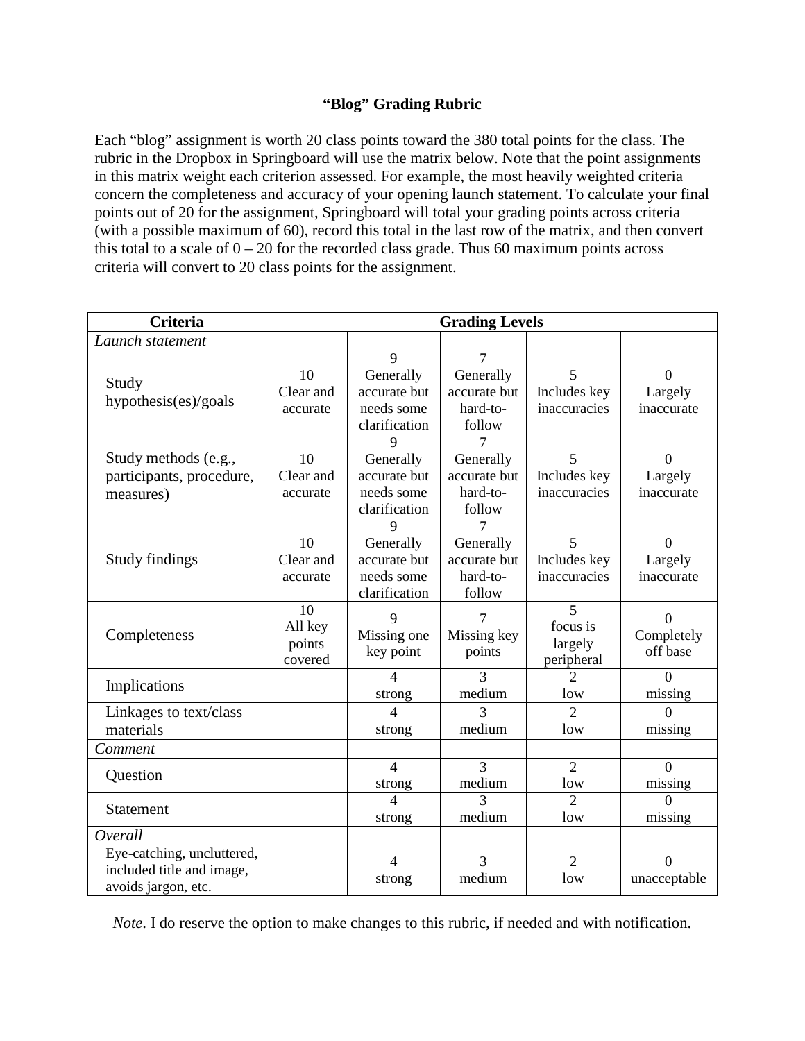**"Blog" Grading Rubric**

Each "blog" assignment is worth 20 class points toward the 380 total points for the class. The rubric in the Dropbox in Springboard will use the matrix below. Note that the point assignments in this matrix weight each criterion assessed. For example, the most heavily weighted criteria concern the completeness and accuracy of your opening launch statement. To calculate your final points out of 20 for the assignment, Springboard will total your grading points across criteria (with a possible maximum of 60), record this total in the last row of the matrix, and then convert this total to a scale of 0 – 20 for the recorded class grade. Thus 60 maximum points across criteria will convert to 20 class points for the assignment.

| Criteria | Grading Levels | | | | |
|---|---|---|---|---|---|
| *Launch statement* | | | | | |
| Study hypothesis(es)/goals | 10 Clear and accurate | 9 Generally accurate but needs some clarification | 7 Generally accurate but hard-to-follow | 5 Includes key inaccuracies | 0 Largely inaccurate |
| Study methods (e.g., participants, procedure, measures) | 10 Clear and accurate | 9 Generally accurate but needs some clarification | 7 Generally accurate but hard-to-follow | 5 Includes key inaccuracies | 0 Largely inaccurate |
| Study findings | 10 Clear and accurate | 9 Generally accurate but needs some clarification | 7 Generally accurate but hard-to-follow | 5 Includes key inaccuracies | 0 Largely inaccurate |
| Completeness | 10 All key points covered | 9 Missing one key point | 7 Missing key points | 5 focus is largely peripheral | 0 Completely off base |
| Implications | | 4 strong | 3 medium | 2 low | 0 missing |
| Linkages to text/class materials | | 4 strong | 3 medium | 2 low | 0 missing |
| *Comment* | | | | | |
| Question | | 4 strong | 3 medium | 2 low | 0 missing |
| Statement | | 4 strong | 3 medium | 2 low | 0 missing |
| *Overall* | | | | | |
| Eye-catching, uncluttered, included title and image, avoids jargon, etc. | | 4 strong | 3 medium | 2 low | 0 unacceptable |

*Note*. I do reserve the option to make changes to this rubric, if needed and with notification.